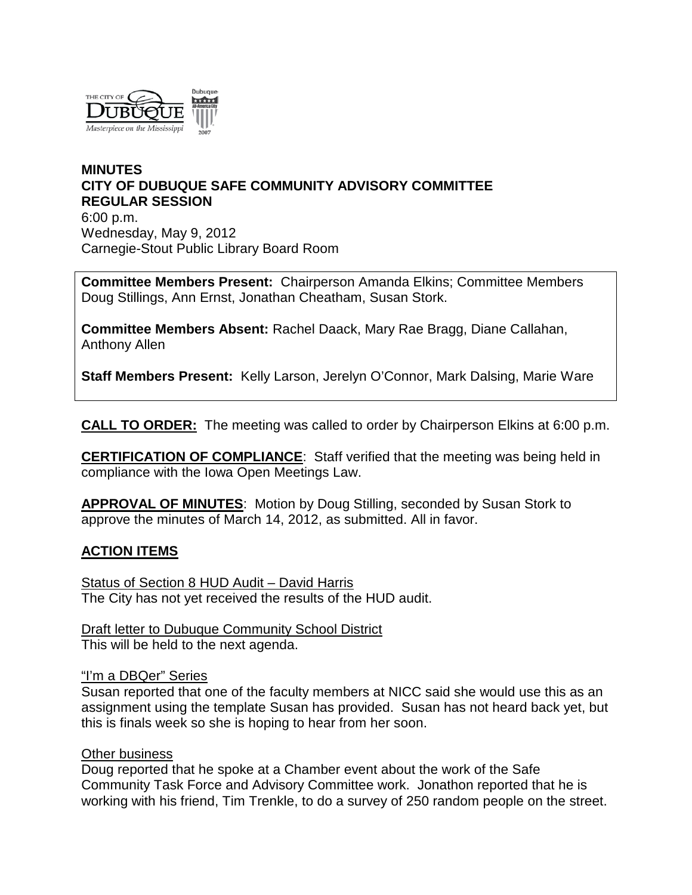# MINUTES
# CITY OF DUBUQUE SAFE COMMUNITY ADVISORY COMMITTEE
# REGULAR SESSION

6:00 p.m.
Wednesday, May 9, 2012
Carnegie-Stout Public Library Board Room

**Committee Members Present:** Chairperson Amanda Elkins; Committee Members Doug Stillings, Ann Ernst, Jonathan Cheatham, Susan Stork.

**Committee Members Absent:** Rachel Daack, Mary Rae Bragg, Diane Callahan, Anthony Allen

**Staff Members Present:** Kelly Larson, Jerelyn O'Connor, Mark Dalsing, Marie Ware

**CALL TO ORDER:** The meeting was called to order by Chairperson Elkins at 6:00 p.m.

**CERTIFICATION OF COMPLIANCE**: Staff verified that the meeting was being held in compliance with the Iowa Open Meetings Law.

**APPROVAL OF MINUTES**: Motion by Doug Stilling, seconded by Susan Stork to approve the minutes of March 14, 2012, as submitted. All in favor.

## ACTION ITEMS

Status of Section 8 HUD Audit – David Harris
The City has not yet received the results of the HUD audit.

Draft letter to Dubuque Community School District
This will be held to the next agenda.

"I'm a DBQer" Series
Susan reported that one of the faculty members at NICC said she would use this as an assignment using the template Susan has provided. Susan has not heard back yet, but this is finals week so she is hoping to hear from her soon.

Other business
Doug reported that he spoke at a Chamber event about the work of the Safe Community Task Force and Advisory Committee work. Jonathon reported that he is working with his friend, Tim Trenkle, to do a survey of 250 random people on the street.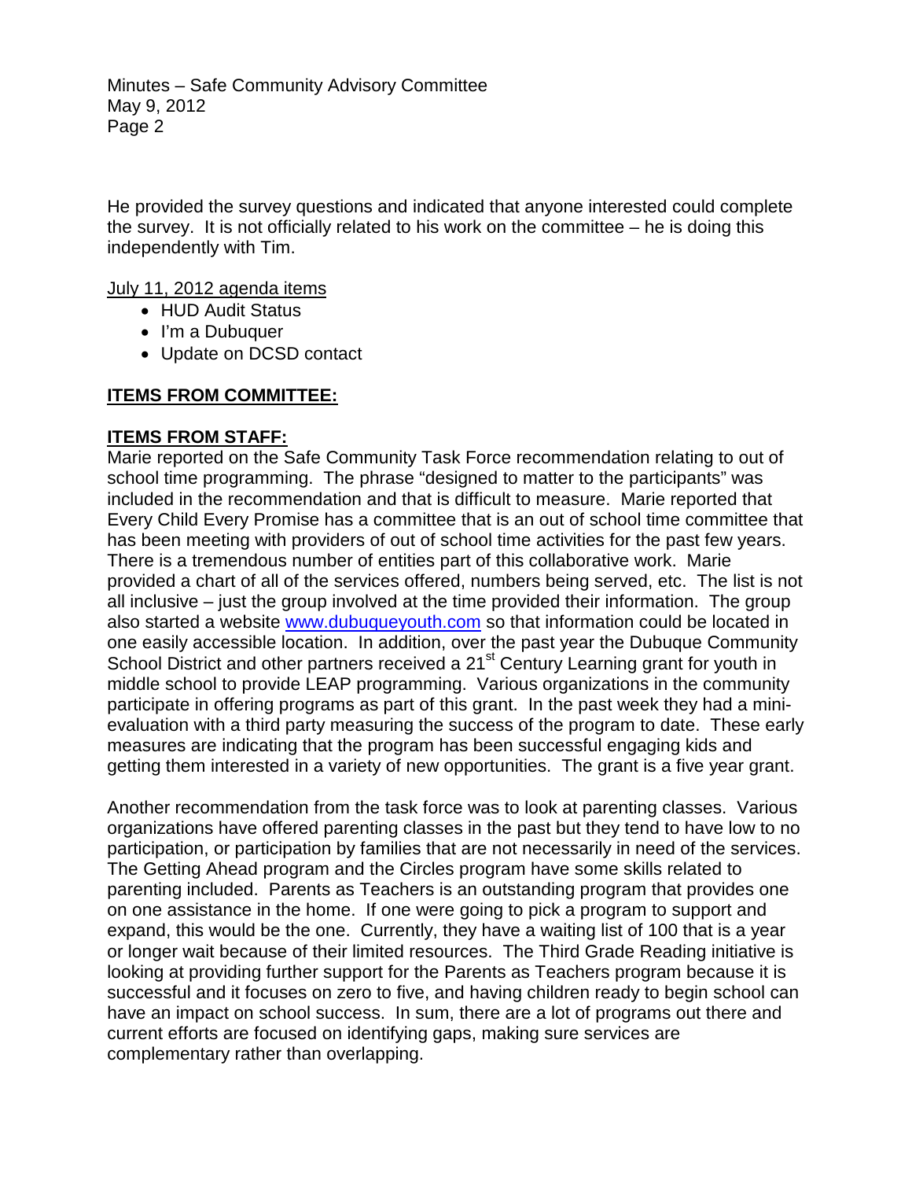He provided the survey questions and indicated that anyone interested could complete the survey. It is not officially related to his work on the committee – he is doing this independently with Tim.

July 11, 2012 agenda items

- HUD Audit Status
- I'm a Dubuquer
- Update on DCSD contact

**ITEMS FROM COMMITTEE:**

**ITEMS FROM STAFF:**

Marie reported on the Safe Community Task Force recommendation relating to out of school time programming. The phrase "designed to matter to the participants" was included in the recommendation and that is difficult to measure. Marie reported that Every Child Every Promise has a committee that is an out of school time committee that has been meeting with providers of out of school time activities for the past few years. There is a tremendous number of entities part of this collaborative work. Marie provided a chart of all of the services offered, numbers being served, etc. The list is not all inclusive – just the group involved at the time provided their information. The group also started a website www.dubuqueyouth.com so that information could be located in one easily accessible location. In addition, over the past year the Dubuque Community School District and other partners received a 21st Century Learning grant for youth in middle school to provide LEAP programming. Various organizations in the community participate in offering programs as part of this grant. In the past week they had a mini-evaluation with a third party measuring the success of the program to date. These early measures are indicating that the program has been successful engaging kids and getting them interested in a variety of new opportunities. The grant is a five year grant.

Another recommendation from the task force was to look at parenting classes. Various organizations have offered parenting classes in the past but they tend to have low to no participation, or participation by families that are not necessarily in need of the services. The Getting Ahead program and the Circles program have some skills related to parenting included. Parents as Teachers is an outstanding program that provides one on one assistance in the home. If one were going to pick a program to support and expand, this would be the one. Currently, they have a waiting list of 100 that is a year or longer wait because of their limited resources. The Third Grade Reading initiative is looking at providing further support for the Parents as Teachers program because it is successful and it focuses on zero to five, and having children ready to begin school can have an impact on school success. In sum, there are a lot of programs out there and current efforts are focused on identifying gaps, making sure services are complementary rather than overlapping.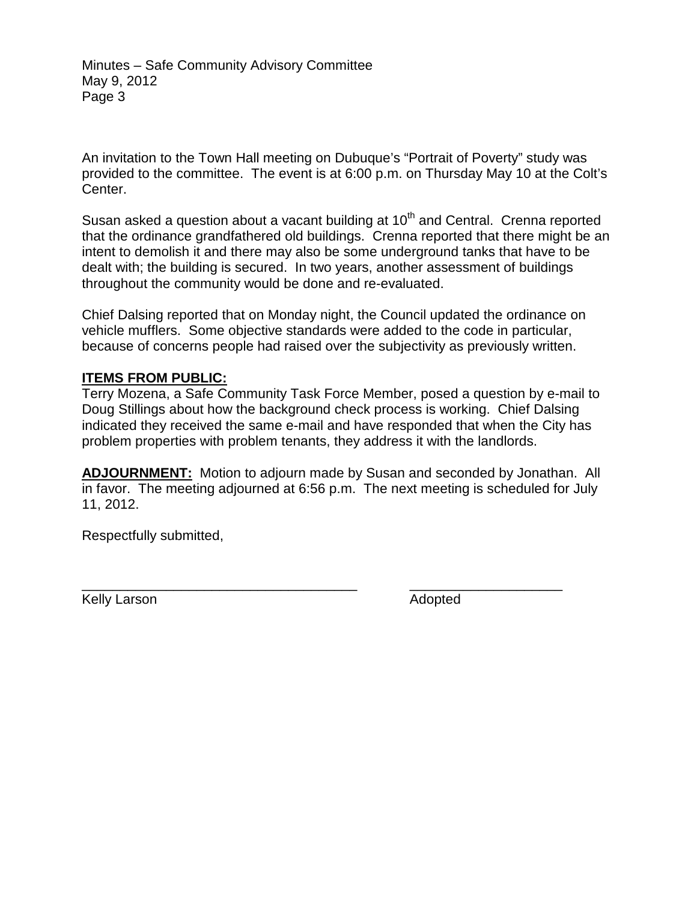An invitation to the Town Hall meeting on Dubuque's "Portrait of Poverty" study was provided to the committee. The event is at 6:00 p.m. on Thursday May 10 at the Colt's Center.

Susan asked a question about a vacant building at 10th and Central. Crenna reported that the ordinance grandfathered old buildings. Crenna reported that there might be an intent to demolish it and there may also be some underground tanks that have to be dealt with; the building is secured. In two years, another assessment of buildings throughout the community would be done and re-evaluated.

Chief Dalsing reported that on Monday night, the Council updated the ordinance on vehicle mufflers. Some objective standards were added to the code in particular, because of concerns people had raised over the subjectivity as previously written.

**ITEMS FROM PUBLIC:**
Terry Mozena, a Safe Community Task Force Member, posed a question by e-mail to Doug Stillings about how the background check process is working. Chief Dalsing indicated they received the same e-mail and have responded that when the City has problem properties with problem tenants, they address it with the landlords.

**ADJOURNMENT:** Motion to adjourn made by Susan and seconded by Jonathan. All in favor. The meeting adjourned at 6:56 p.m. The next meeting is scheduled for July 11, 2012.

Respectfully submitted,

\_\_\_\_\_\_\_\_\_\_\_\_\_\_\_\_\_\_\_\_\_\_\_\_\_\_\_\_\_\_\_\_\_\_\_\_\_\_ \_\_\_\_\_\_\_\_\_\_\_\_\_\_\_\_\_\_\_\_\_
Kelly Larson Adopted